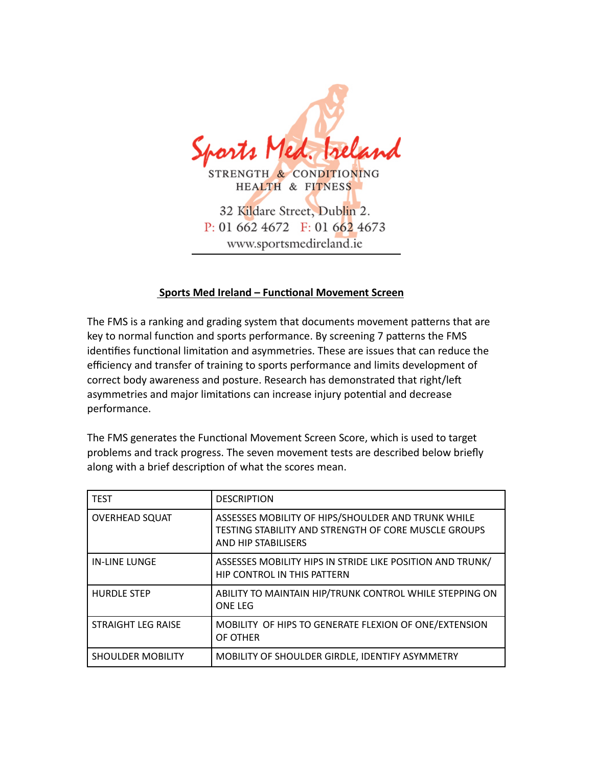Sports Med. Ireland

STRENGTH & CONDITIONING
HEALTH & FITNESS

32 Kildare Street, Dublin 2.
P: 01 662 4672 F: 01 662 4673
www.sportsmedireland.ie

## Sports Med Ireland – Functional Movement Screen

The FMS is a ranking and grading system that documents movement patterns that are key to normal function and sports performance. By screening 7 patterns the FMS identifies functional limitation and asymmetries. These are issues that can reduce the efficiency and transfer of training to sports performance and limits development of correct body awareness and posture. Research has demonstrated that right/left asymmetries and major limitations can increase injury potential and decrease performance.

The FMS generates the Functional Movement Screen Score, which is used to target problems and track progress. The seven movement tests are described below briefly along with a brief description of what the scores mean.

| TEST | DESCRIPTION |
| --- | --- |
| OVERHEAD SQUAT | ASSESSES MOBILITY OF HIPS/SHOULDER AND TRUNK WHILE TESTING STABILITY AND STRENGTH OF CORE MUSCLE GROUPS AND HIP STABILISERS |
| IN-LINE LUNGE | ASSESSES MOBILITY HIPS IN STRIDE LIKE POSITION AND TRUNK/ HIP CONTROL IN THIS PATTERN |
| HURDLE STEP | ABILITY TO MAINTAIN HIP/TRUNK CONTROL WHILE STEPPING ON ONE LEG |
| STRAIGHT LEG RAISE | MOBILITY OF HIPS TO GENERATE FLEXION OF ONE/EXTENSION OF OTHER |
| SHOULDER MOBILITY | MOBILITY OF SHOULDER GIRDLE, IDENTIFY ASYMMETRY |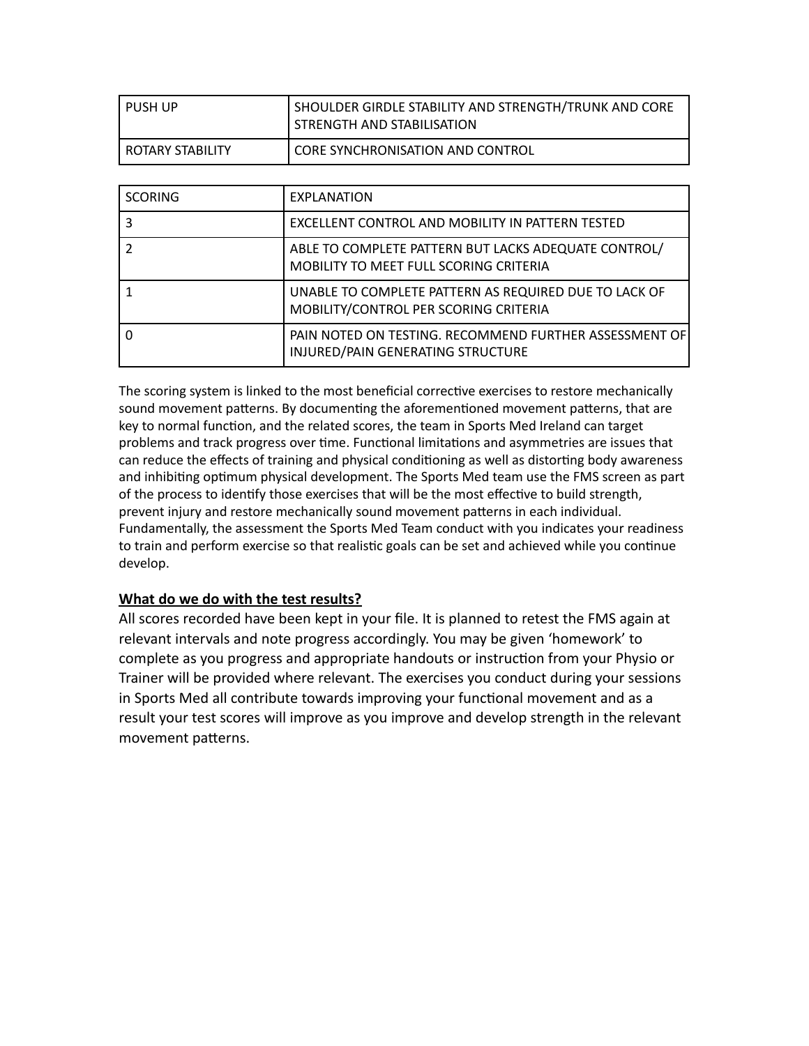| | |
|---|---|
| PUSH UP | SHOULDER GIRDLE STABILITY AND STRENGTH/TRUNK AND CORE STRENGTH AND STABILISATION |
| ROTARY STABILITY | CORE SYNCHRONISATION AND CONTROL |

| SCORING | EXPLANATION |
|---|---|
| 3 | EXCELLENT CONTROL AND MOBILITY IN PATTERN TESTED |
| 2 | ABLE TO COMPLETE PATTERN BUT LACKS ADEQUATE CONTROL/ MOBILITY TO MEET FULL SCORING CRITERIA |
| 1 | UNABLE TO COMPLETE PATTERN AS REQUIRED DUE TO LACK OF MOBILITY/CONTROL PER SCORING CRITERIA |
| 0 | PAIN NOTED ON TESTING. RECOMMEND FURTHER ASSESSMENT OF INJURED/PAIN GENERATING STRUCTURE |

The scoring system is linked to the most beneficial corrective exercises to restore mechanically sound movement patterns. By documenting the aforementioned movement patterns, that are key to normal function, and the related scores, the team in Sports Med Ireland can target problems and track progress over time. Functional limitations and asymmetries are issues that can reduce the effects of training and physical conditioning as well as distorting body awareness and inhibiting optimum physical development. The Sports Med team use the FMS screen as part of the process to identify those exercises that will be the most effective to build strength, prevent injury and restore mechanically sound movement patterns in each individual. Fundamentally, the assessment the Sports Med Team conduct with you indicates your readiness to train and perform exercise so that realistic goals can be set and achieved while you continue develop.

**What do we do with the test results?**

All scores recorded have been kept in your file. It is planned to retest the FMS again at relevant intervals and note progress accordingly. You may be given 'homework' to complete as you progress and appropriate handouts or instruction from your Physio or Trainer will be provided where relevant. The exercises you conduct during your sessions in Sports Med all contribute towards improving your functional movement and as a result your test scores will improve as you improve and develop strength in the relevant movement patterns.